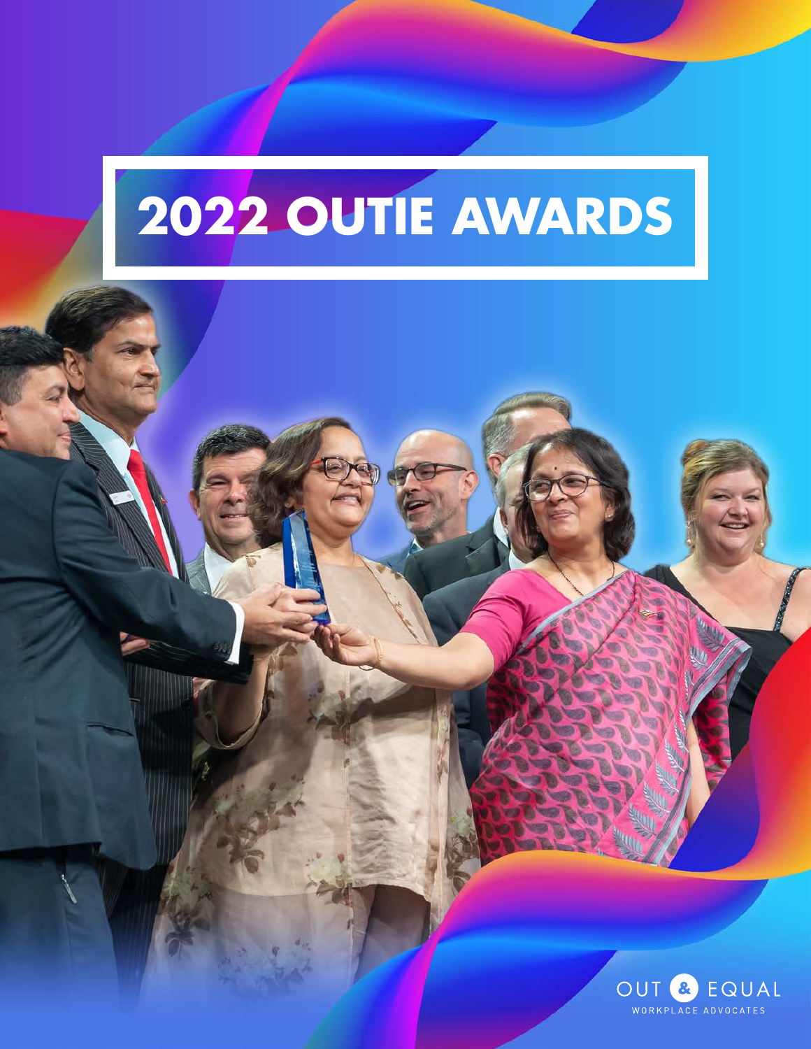# 2022 OUTIE AWARDS

OUT & EQUAL
WORKPLACE ADVOCATES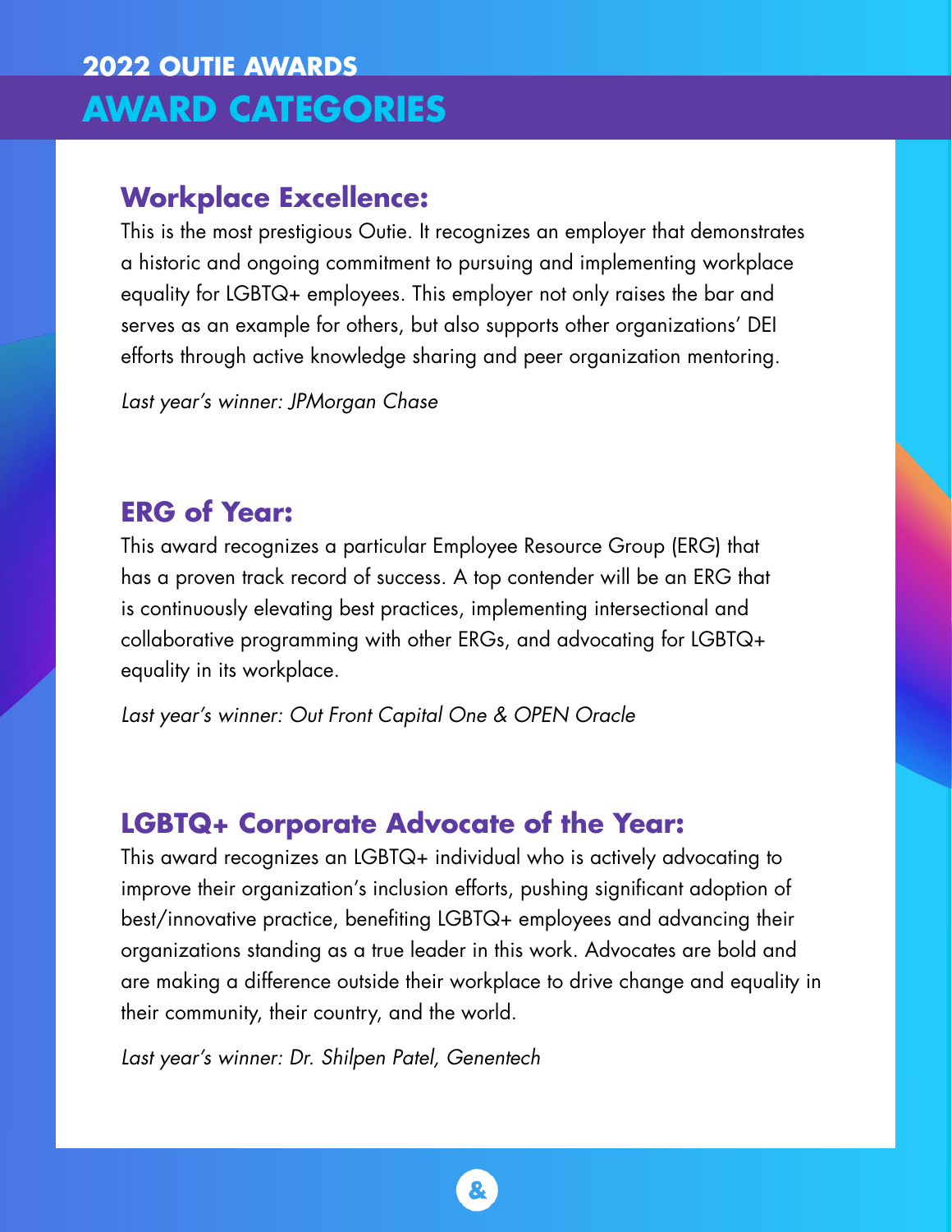## 2022 OUTIE AWARDS

# AWARD CATEGORIES

### Workplace Excellence:

This is the most prestigious Outie. It recognizes an employer that demonstrates a historic and ongoing commitment to pursuing and implementing workplace equality for LGBTQ+ employees. This employer not only raises the bar and serves as an example for others, but also supports other organizations' DEI efforts through active knowledge sharing and peer organization mentoring.

*Last year's winner: JPMorgan Chase*

### ERG of Year:

This award recognizes a particular Employee Resource Group (ERG) that has a proven track record of success. A top contender will be an ERG that is continuously elevating best practices, implementing intersectional and collaborative programming with other ERGs, and advocating for LGBTQ+ equality in its workplace.

*Last year's winner: Out Front Capital One & OPEN Oracle*

### LGBTQ+ Corporate Advocate of the Year:

This award recognizes an LGBTQ+ individual who is actively advocating to improve their organization's inclusion efforts, pushing significant adoption of best/innovative practice, benefiting LGBTQ+ employees and advancing their organizations standing as a true leader in this work. Advocates are bold and are making a difference outside their workplace to drive change and equality in their community, their country, and the world.

*Last year's winner: Dr. Shilpen Patel, Genentech*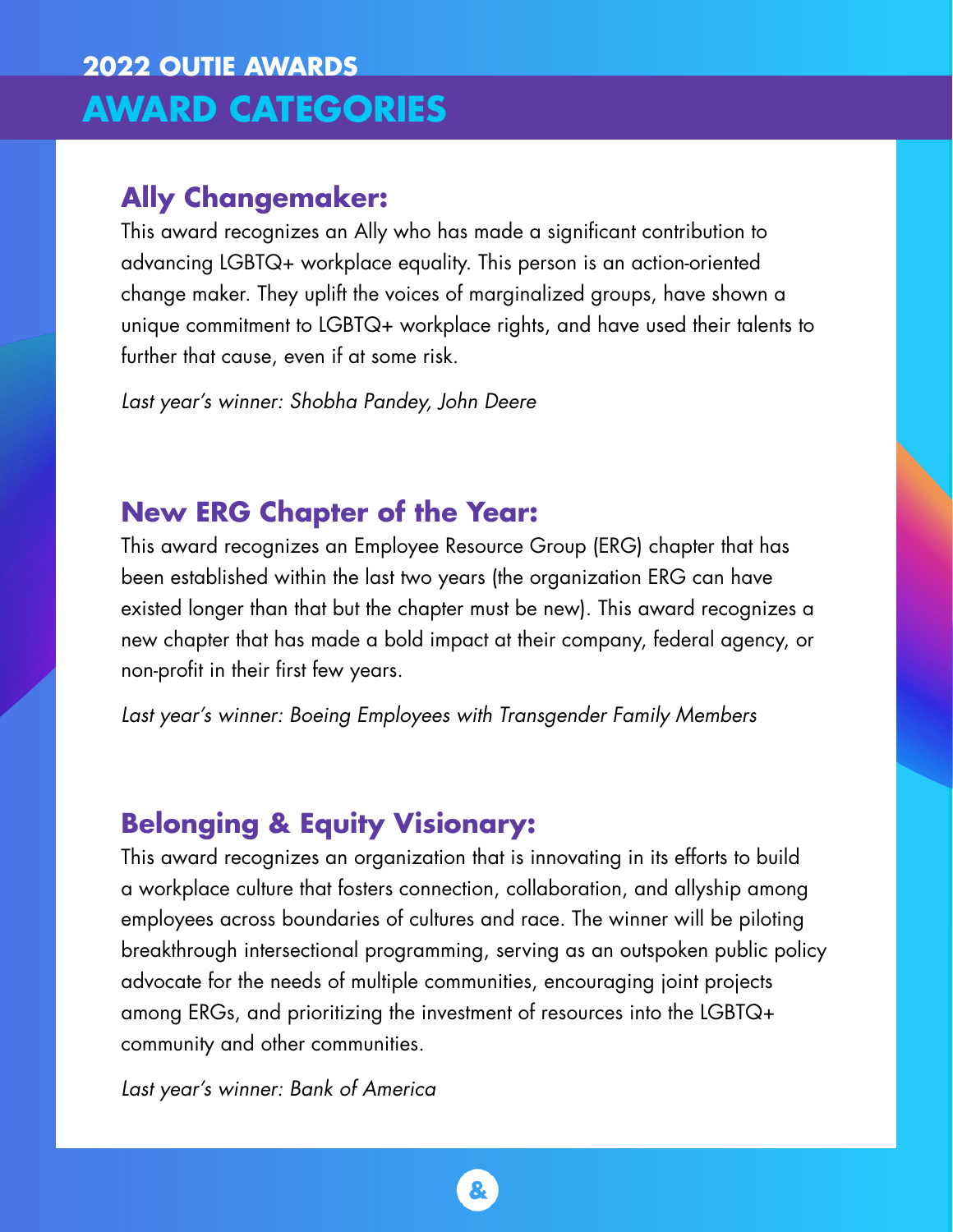# 2022 OUTIE AWARDS

# AWARD CATEGORIES

## Ally Changemaker:

This award recognizes an Ally who has made a significant contribution to advancing LGBTQ+ workplace equality. This person is an action-oriented change maker. They uplift the voices of marginalized groups, have shown a unique commitment to LGBTQ+ workplace rights, and have used their talents to further that cause, even if at some risk.

*Last year's winner: Shobha Pandey, John Deere*

## New ERG Chapter of the Year:

This award recognizes an Employee Resource Group (ERG) chapter that has been established within the last two years (the organization ERG can have existed longer than that but the chapter must be new). This award recognizes a new chapter that has made a bold impact at their company, federal agency, or non-profit in their first few years.

*Last year's winner: Boeing Employees with Transgender Family Members*

## Belonging & Equity Visionary:

This award recognizes an organization that is innovating in its efforts to build a workplace culture that fosters connection, collaboration, and allyship among employees across boundaries of cultures and race. The winner will be piloting breakthrough intersectional programming, serving as an outspoken public policy advocate for the needs of multiple communities, encouraging joint projects among ERGs, and prioritizing the investment of resources into the LGBTQ+ community and other communities.

*Last year's winner: Bank of America*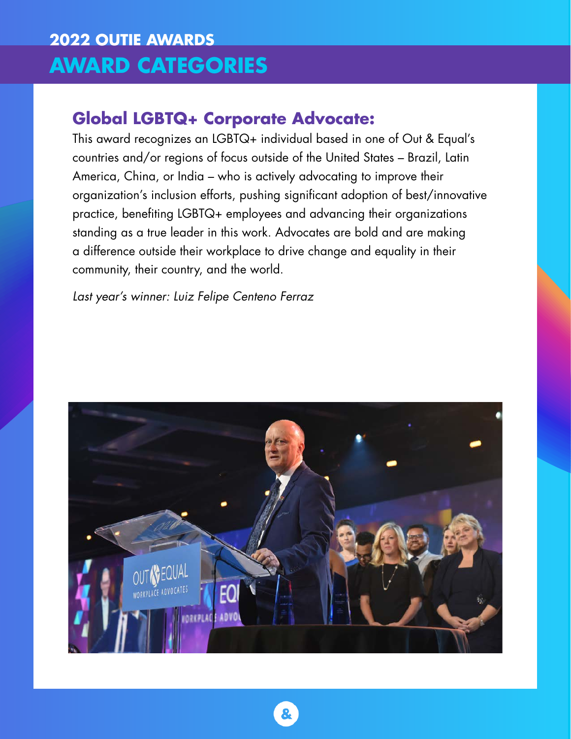## 2022 OUTIE AWARDS

# AWARD CATEGORIES

### Global LGBTQ+ Corporate Advocate:

This award recognizes an LGBTQ+ individual based in one of Out & Equal's countries and/or regions of focus outside of the United States – Brazil, Latin America, China, or India – who is actively advocating to improve their organization's inclusion efforts, pushing significant adoption of best/innovative practice, benefiting LGBTQ+ employees and advancing their organizations standing as a true leader in this work. Advocates are bold and are making a difference outside their workplace to drive change and equality in their community, their country, and the world.

*Last year's winner: Luiz Felipe Centeno Ferraz*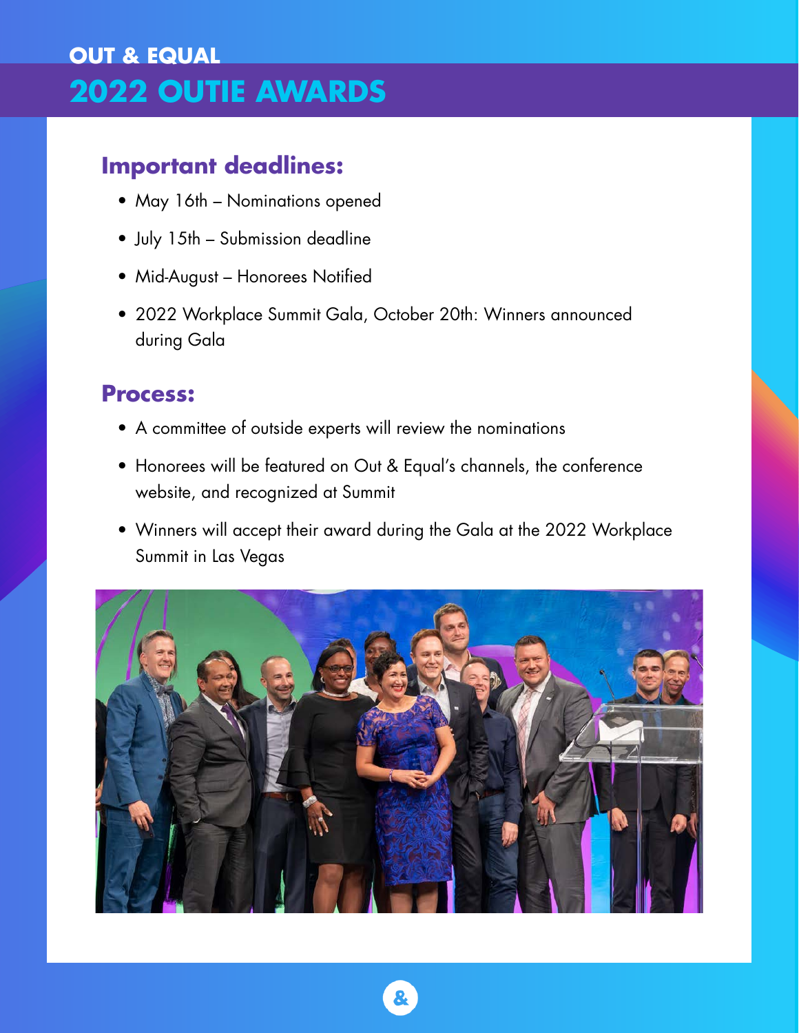OUT & EQUAL

# 2022 OUTIE AWARDS

## Important deadlines:

- May 16th – Nominations opened
- July 15th – Submission deadline
- Mid-August – Honorees Notified
- 2022 Workplace Summit Gala, October 20th: Winners announced during Gala

## Process:

- A committee of outside experts will review the nominations
- Honorees will be featured on Out & Equal's channels, the conference website, and recognized at Summit
- Winners will accept their award during the Gala at the 2022 Workplace Summit in Las Vegas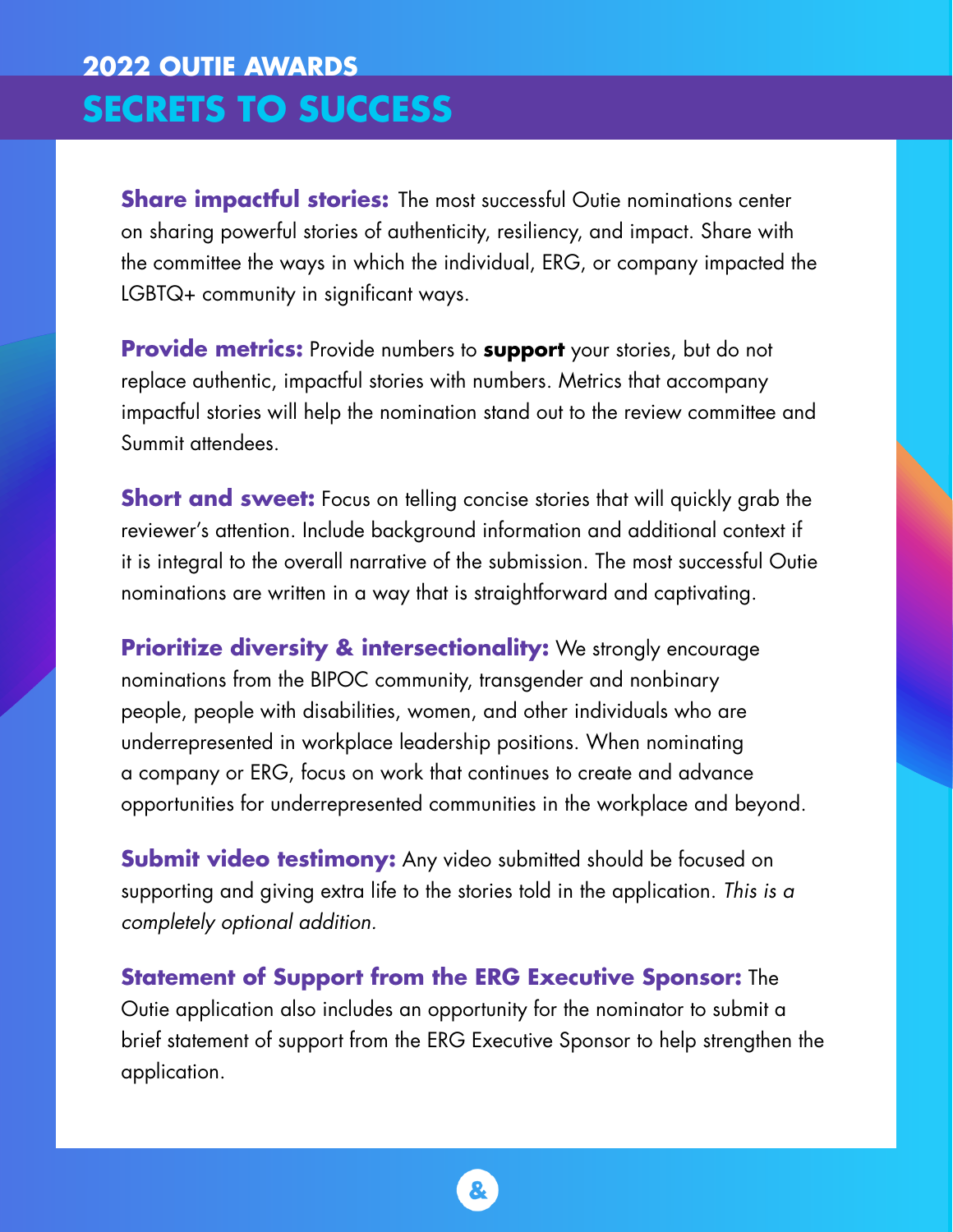# 2022 OUTIE AWARDS
## SECRETS TO SUCCESS

**Share impactful stories:** The most successful Outie nominations center on sharing powerful stories of authenticity, resiliency, and impact. Share with the committee the ways in which the individual, ERG, or company impacted the LGBTQ+ community in significant ways.

**Provide metrics:** Provide numbers to **support** your stories, but do not replace authentic, impactful stories with numbers. Metrics that accompany impactful stories will help the nomination stand out to the review committee and Summit attendees.

**Short and sweet:** Focus on telling concise stories that will quickly grab the reviewer's attention. Include background information and additional context if it is integral to the overall narrative of the submission. The most successful Outie nominations are written in a way that is straightforward and captivating.

**Prioritize diversity & intersectionality:** We strongly encourage nominations from the BIPOC community, transgender and nonbinary people, people with disabilities, women, and other individuals who are underrepresented in workplace leadership positions. When nominating a company or ERG, focus on work that continues to create and advance opportunities for underrepresented communities in the workplace and beyond.

**Submit video testimony:** Any video submitted should be focused on supporting and giving extra life to the stories told in the application. *This is a completely optional addition.*

**Statement of Support from the ERG Executive Sponsor:** The Outie application also includes an opportunity for the nominator to submit a brief statement of support from the ERG Executive Sponsor to help strengthen the application.